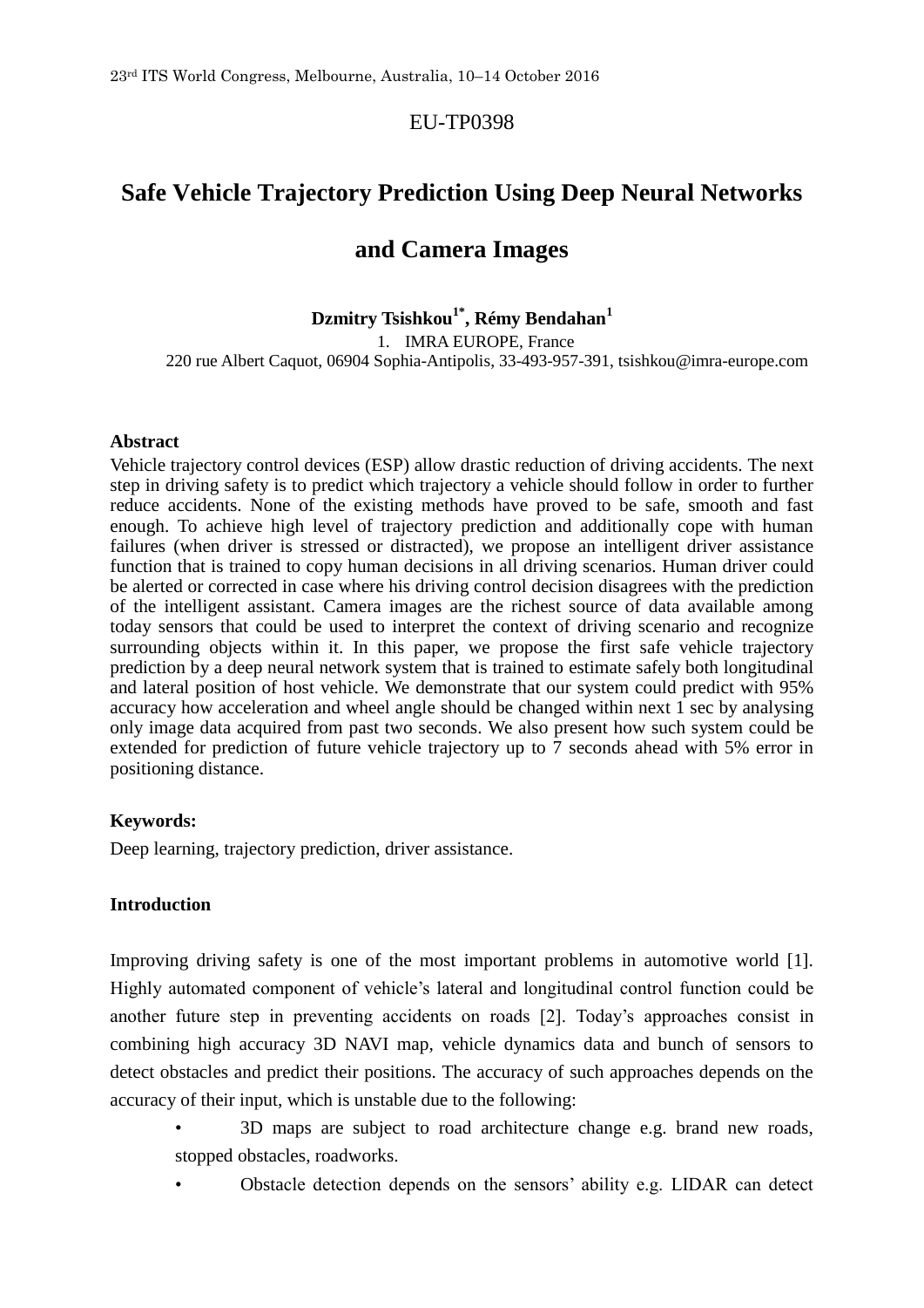EU-TP0398

# Safe Vehicle Trajectory Prediction Using Deep Neural Networks and Camera Images

**Dzmitry Tsishkou[1*], Rémy Bendahan[1]**

1. IMRA EUROPE, France

220 rue Albert Caquot, 06904 Sophia-Antipolis, 33-493-957-391, tsishkou@imra-europe.com

**Abstract**

Vehicle trajectory control devices (ESP) allow drastic reduction of driving accidents. The next step in driving safety is to predict which trajectory a vehicle should follow in order to further reduce accidents. None of the existing methods have proved to be safe, smooth and fast enough. To achieve high level of trajectory prediction and additionally cope with human failures (when driver is stressed or distracted), we propose an intelligent driver assistance function that is trained to copy human decisions in all driving scenarios. Human driver could be alerted or corrected in case where his driving control decision disagrees with the prediction of the intelligent assistant. Camera images are the richest source of data available among today sensors that could be used to interpret the context of driving scenario and recognize surrounding objects within it. In this paper, we propose the first safe vehicle trajectory prediction by a deep neural network system that is trained to estimate safely both longitudinal and lateral position of host vehicle. We demonstrate that our system could predict with 95% accuracy how acceleration and wheel angle should be changed within next 1 sec by analysing only image data acquired from past two seconds. We also present how such system could be extended for prediction of future vehicle trajectory up to 7 seconds ahead with 5% error in positioning distance.

**Keywords:**

Deep learning, trajectory prediction, driver assistance.

**Introduction**

Improving driving safety is one of the most important problems in automotive world [1]. Highly automated component of vehicle's lateral and longitudinal control function could be another future step in preventing accidents on roads [2]. Today's approaches consist in combining high accuracy 3D NAVI map, vehicle dynamics data and bunch of sensors to detect obstacles and predict their positions. The accuracy of such approaches depends on the accuracy of their input, which is unstable due to the following:

- 3D maps are subject to road architecture change e.g. brand new roads, stopped obstacles, roadworks.
- Obstacle detection depends on the sensors' ability e.g. LIDAR can detect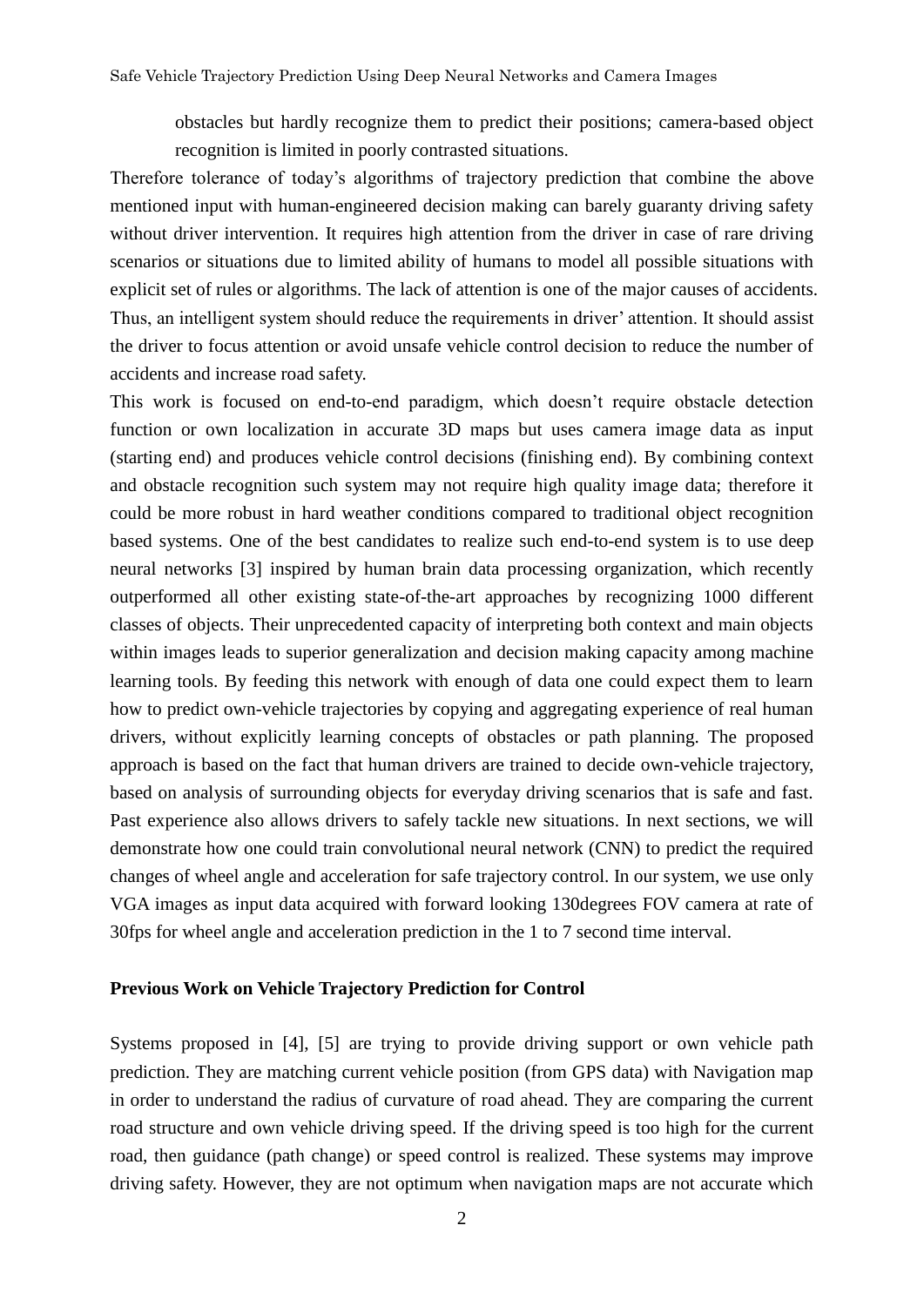obstacles but hardly recognize them to predict their positions; camera-based object recognition is limited in poorly contrasted situations.

Therefore tolerance of today's algorithms of trajectory prediction that combine the above mentioned input with human-engineered decision making can barely guaranty driving safety without driver intervention. It requires high attention from the driver in case of rare driving scenarios or situations due to limited ability of humans to model all possible situations with explicit set of rules or algorithms. The lack of attention is one of the major causes of accidents. Thus, an intelligent system should reduce the requirements in driver' attention. It should assist the driver to focus attention or avoid unsafe vehicle control decision to reduce the number of accidents and increase road safety.

This work is focused on end-to-end paradigm, which doesn't require obstacle detection function or own localization in accurate 3D maps but uses camera image data as input (starting end) and produces vehicle control decisions (finishing end). By combining context and obstacle recognition such system may not require high quality image data; therefore it could be more robust in hard weather conditions compared to traditional object recognition based systems. One of the best candidates to realize such end-to-end system is to use deep neural networks [3] inspired by human brain data processing organization, which recently outperformed all other existing state-of-the-art approaches by recognizing 1000 different classes of objects. Their unprecedented capacity of interpreting both context and main objects within images leads to superior generalization and decision making capacity among machine learning tools. By feeding this network with enough of data one could expect them to learn how to predict own-vehicle trajectories by copying and aggregating experience of real human drivers, without explicitly learning concepts of obstacles or path planning. The proposed approach is based on the fact that human drivers are trained to decide own-vehicle trajectory, based on analysis of surrounding objects for everyday driving scenarios that is safe and fast. Past experience also allows drivers to safely tackle new situations. In next sections, we will demonstrate how one could train convolutional neural network (CNN) to predict the required changes of wheel angle and acceleration for safe trajectory control. In our system, we use only VGA images as input data acquired with forward looking 130degrees FOV camera at rate of 30fps for wheel angle and acceleration prediction in the 1 to 7 second time interval.

**Previous Work on Vehicle Trajectory Prediction for Control**

Systems proposed in [4], [5] are trying to provide driving support or own vehicle path prediction. They are matching current vehicle position (from GPS data) with Navigation map in order to understand the radius of curvature of road ahead. They are comparing the current road structure and own vehicle driving speed. If the driving speed is too high for the current road, then guidance (path change) or speed control is realized. These systems may improve driving safety. However, they are not optimum when navigation maps are not accurate which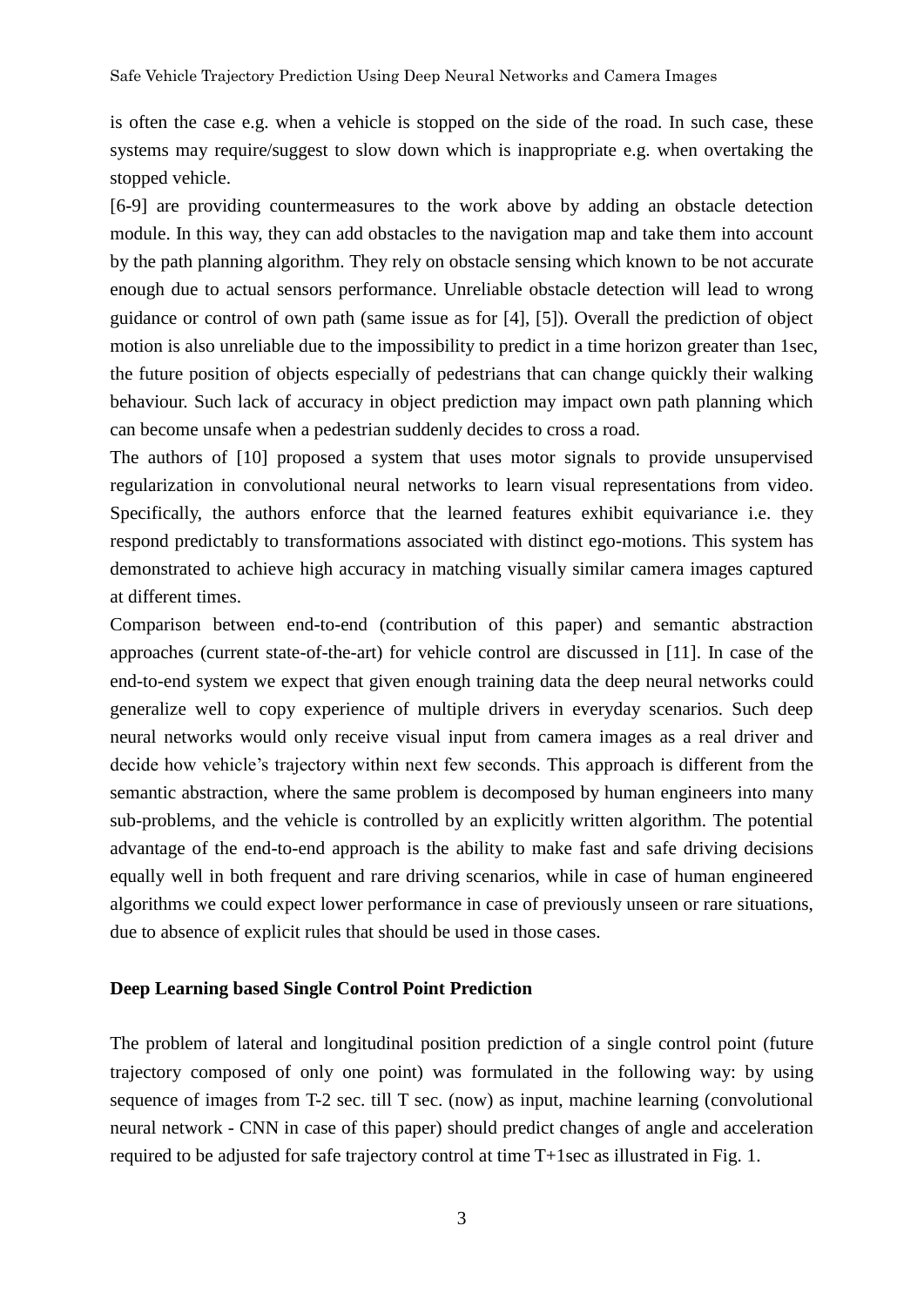is often the case e.g. when a vehicle is stopped on the side of the road. In such case, these systems may require/suggest to slow down which is inappropriate e.g. when overtaking the stopped vehicle.

[6-9] are providing countermeasures to the work above by adding an obstacle detection module. In this way, they can add obstacles to the navigation map and take them into account by the path planning algorithm. They rely on obstacle sensing which known to be not accurate enough due to actual sensors performance. Unreliable obstacle detection will lead to wrong guidance or control of own path (same issue as for [4], [5]). Overall the prediction of object motion is also unreliable due to the impossibility to predict in a time horizon greater than 1sec, the future position of objects especially of pedestrians that can change quickly their walking behaviour. Such lack of accuracy in object prediction may impact own path planning which can become unsafe when a pedestrian suddenly decides to cross a road.

The authors of [10] proposed a system that uses motor signals to provide unsupervised regularization in convolutional neural networks to learn visual representations from video. Specifically, the authors enforce that the learned features exhibit equivariance i.e. they respond predictably to transformations associated with distinct ego-motions. This system has demonstrated to achieve high accuracy in matching visually similar camera images captured at different times.

Comparison between end-to-end (contribution of this paper) and semantic abstraction approaches (current state-of-the-art) for vehicle control are discussed in [11]. In case of the end-to-end system we expect that given enough training data the deep neural networks could generalize well to copy experience of multiple drivers in everyday scenarios. Such deep neural networks would only receive visual input from camera images as a real driver and decide how vehicle's trajectory within next few seconds. This approach is different from the semantic abstraction, where the same problem is decomposed by human engineers into many sub-problems, and the vehicle is controlled by an explicitly written algorithm. The potential advantage of the end-to-end approach is the ability to make fast and safe driving decisions equally well in both frequent and rare driving scenarios, while in case of human engineered algorithms we could expect lower performance in case of previously unseen or rare situations, due to absence of explicit rules that should be used in those cases.

## Deep Learning based Single Control Point Prediction

The problem of lateral and longitudinal position prediction of a single control point (future trajectory composed of only one point) was formulated in the following way: by using sequence of images from T-2 sec. till T sec. (now) as input, machine learning (convolutional neural network - CNN in case of this paper) should predict changes of angle and acceleration required to be adjusted for safe trajectory control at time T+1sec as illustrated in Fig. 1.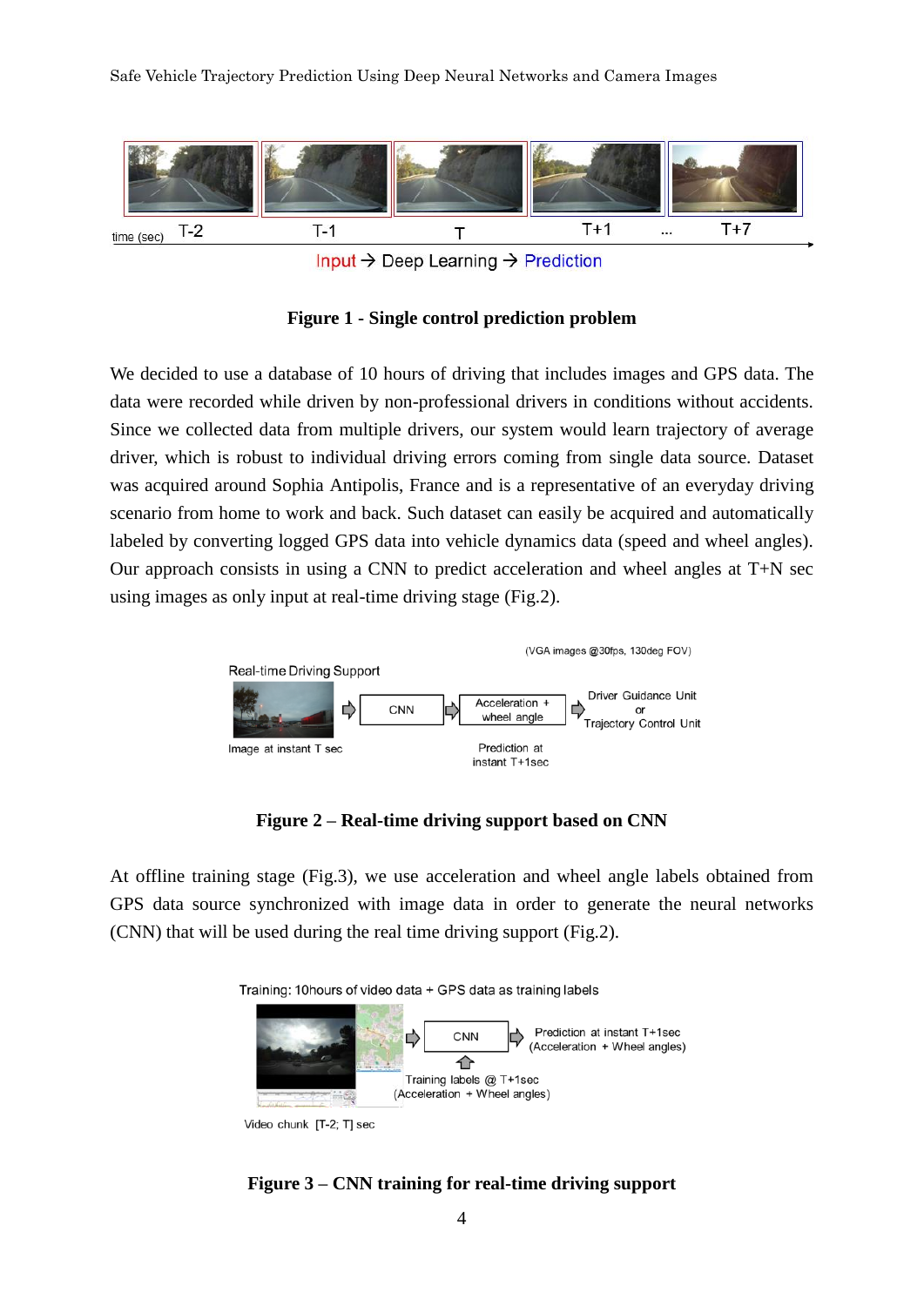**Figure 1 - Single control prediction problem**

We decided to use a database of 10 hours of driving that includes images and GPS data. The data were recorded while driven by non-professional drivers in conditions without accidents. Since we collected data from multiple drivers, our system would learn trajectory of average driver, which is robust to individual driving errors coming from single data source. Dataset was acquired around Sophia Antipolis, France and is a representative of an everyday driving scenario from home to work and back. Such dataset can easily be acquired and automatically labeled by converting logged GPS data into vehicle dynamics data (speed and wheel angles). Our approach consists in using a CNN to predict acceleration and wheel angles at T+N sec using images as only input at real-time driving stage (Fig.2).

**Figure 2 – Real-time driving support based on CNN**

At offline training stage (Fig.3), we use acceleration and wheel angle labels obtained from GPS data source synchronized with image data in order to generate the neural networks (CNN) that will be used during the real time driving support (Fig.2).

**Figure 3 – CNN training for real-time driving support**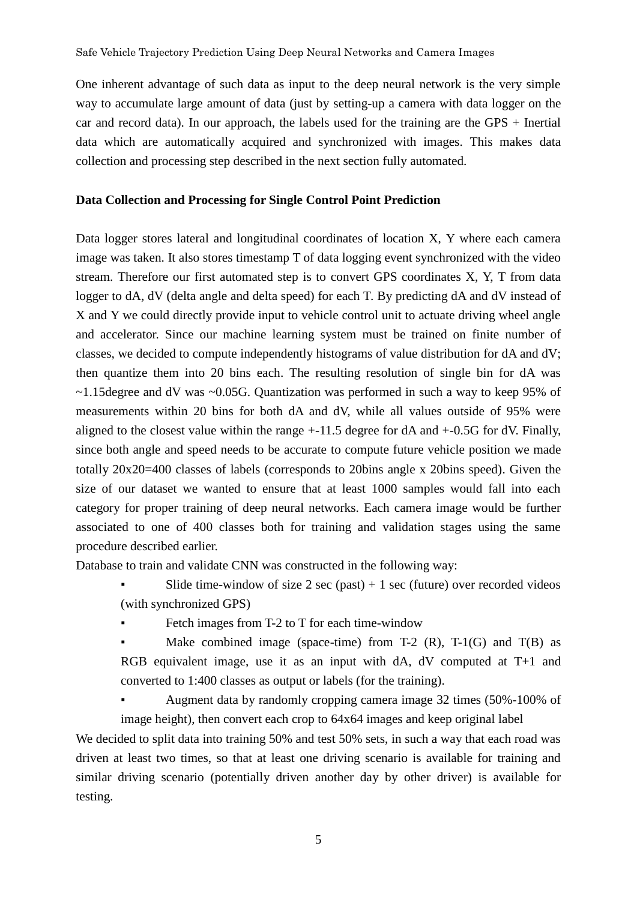One inherent advantage of such data as input to the deep neural network is the very simple way to accumulate large amount of data (just by setting-up a camera with data logger on the car and record data). In our approach, the labels used for the training are the GPS + Inertial data which are automatically acquired and synchronized with images. This makes data collection and processing step described in the next section fully automated.

**Data Collection and Processing for Single Control Point Prediction**

Data logger stores lateral and longitudinal coordinates of location X, Y where each camera image was taken. It also stores timestamp T of data logging event synchronized with the video stream. Therefore our first automated step is to convert GPS coordinates X, Y, T from data logger to dA, dV (delta angle and delta speed) for each T. By predicting dA and dV instead of X and Y we could directly provide input to vehicle control unit to actuate driving wheel angle and accelerator. Since our machine learning system must be trained on finite number of classes, we decided to compute independently histograms of value distribution for dA and dV; then quantize them into 20 bins each. The resulting resolution of single bin for dA was ~1.15degree and dV was ~0.05G. Quantization was performed in such a way to keep 95% of measurements within 20 bins for both dA and dV, while all values outside of 95% were aligned to the closest value within the range +-11.5 degree for dA and +-0.5G for dV. Finally, since both angle and speed needs to be accurate to compute future vehicle position we made totally 20x20=400 classes of labels (corresponds to 20bins angle x 20bins speed). Given the size of our dataset we wanted to ensure that at least 1000 samples would fall into each category for proper training of deep neural networks. Each camera image would be further associated to one of 400 classes both for training and validation stages using the same procedure described earlier.

Database to train and validate CNN was constructed in the following way:

- Slide time-window of size 2 sec (past) + 1 sec (future) over recorded videos (with synchronized GPS)
- Fetch images from T-2 to T for each time-window
- Make combined image (space-time) from T-2 (R), T-1(G) and T(B) as RGB equivalent image, use it as an input with dA, dV computed at T+1 and converted to 1:400 classes as output or labels (for the training).
- Augment data by randomly cropping camera image 32 times (50%-100% of image height), then convert each crop to 64x64 images and keep original label

We decided to split data into training 50% and test 50% sets, in such a way that each road was driven at least two times, so that at least one driving scenario is available for training and similar driving scenario (potentially driven another day by other driver) is available for testing.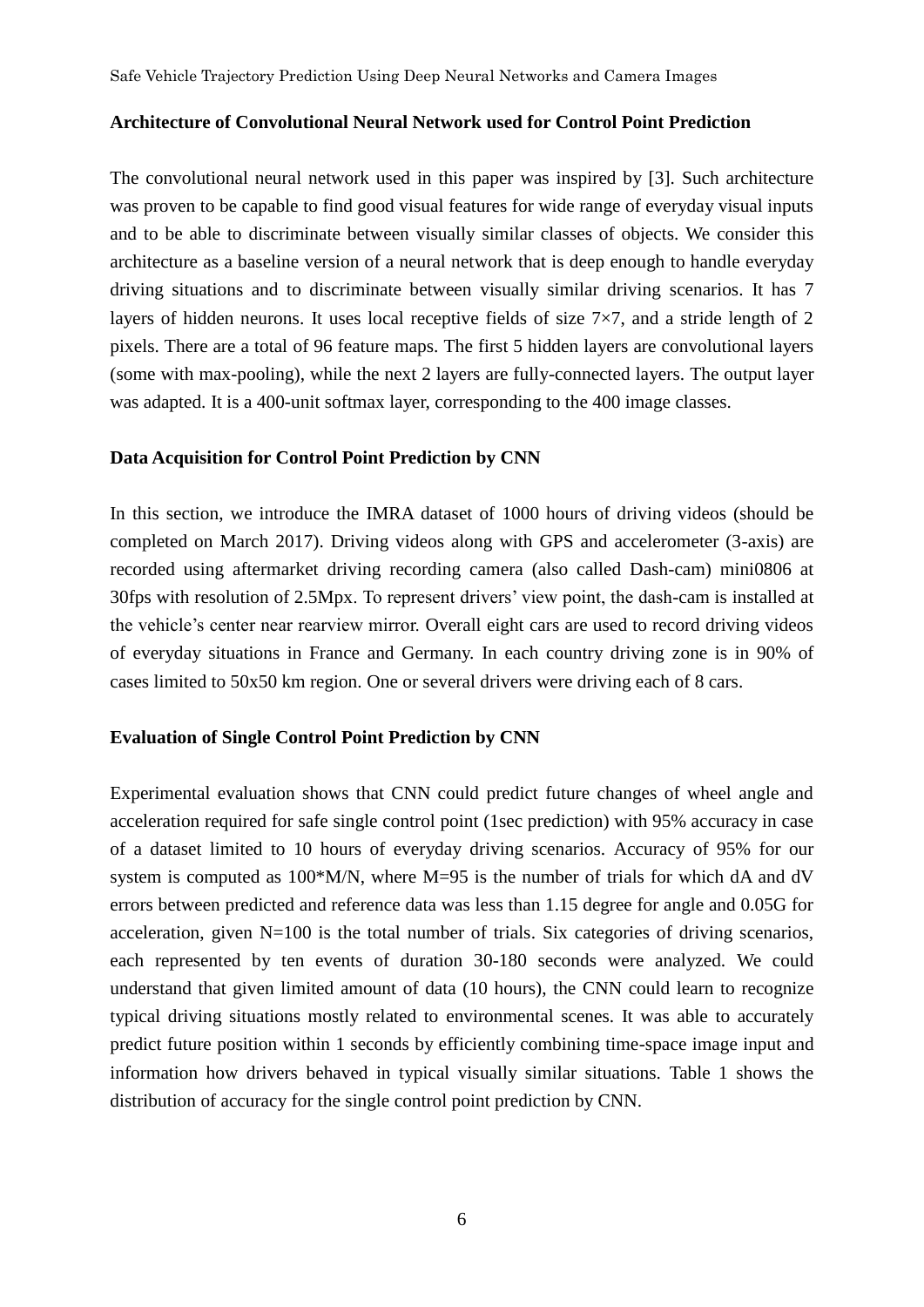### Architecture of Convolutional Neural Network used for Control Point Prediction

The convolutional neural network used in this paper was inspired by [3]. Such architecture was proven to be capable to find good visual features for wide range of everyday visual inputs and to be able to discriminate between visually similar classes of objects. We consider this architecture as a baseline version of a neural network that is deep enough to handle everyday driving situations and to discriminate between visually similar driving scenarios. It has 7 layers of hidden neurons. It uses local receptive fields of size 7×7, and a stride length of 2 pixels. There are a total of 96 feature maps. The first 5 hidden layers are convolutional layers (some with max-pooling), while the next 2 layers are fully-connected layers. The output layer was adapted. It is a 400-unit softmax layer, corresponding to the 400 image classes.

### Data Acquisition for Control Point Prediction by CNN

In this section, we introduce the IMRA dataset of 1000 hours of driving videos (should be completed on March 2017). Driving videos along with GPS and accelerometer (3-axis) are recorded using aftermarket driving recording camera (also called Dash-cam) mini0806 at 30fps with resolution of 2.5Mpx. To represent drivers' view point, the dash-cam is installed at the vehicle's center near rearview mirror. Overall eight cars are used to record driving videos of everyday situations in France and Germany. In each country driving zone is in 90% of cases limited to 50x50 km region. One or several drivers were driving each of 8 cars.

### Evaluation of Single Control Point Prediction by CNN

Experimental evaluation shows that CNN could predict future changes of wheel angle and acceleration required for safe single control point (1sec prediction) with 95% accuracy in case of a dataset limited to 10 hours of everyday driving scenarios. Accuracy of 95% for our system is computed as 100*M/N, where M=95 is the number of trials for which dA and dV errors between predicted and reference data was less than 1.15 degree for angle and 0.05G for acceleration, given N=100 is the total number of trials. Six categories of driving scenarios, each represented by ten events of duration 30-180 seconds were analyzed. We could understand that given limited amount of data (10 hours), the CNN could learn to recognize typical driving situations mostly related to environmental scenes. It was able to accurately predict future position within 1 seconds by efficiently combining time-space image input and information how drivers behaved in typical visually similar situations. Table 1 shows the distribution of accuracy for the single control point prediction by CNN.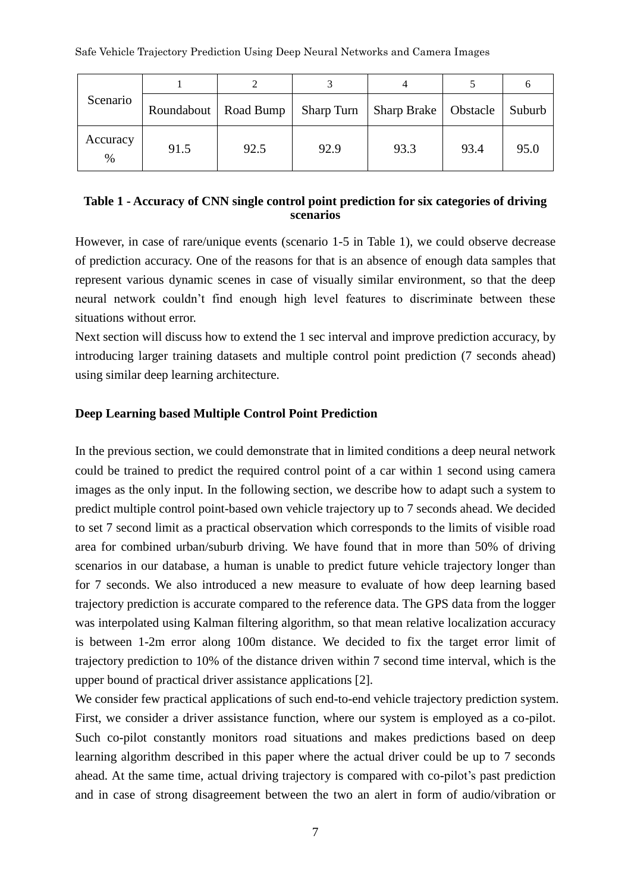| Scenario | 1 | 2 | 3 | 4 | 5 | 6 |
|---|---|---|---|---|---|---|
| | Roundabout | Road Bump | Sharp Turn | Sharp Brake | Obstacle | Suburb |
| Accuracy % | 91.5 | 92.5 | 92.9 | 93.3 | 93.4 | 95.0 |

**Table 1 - Accuracy of CNN single control point prediction for six categories of driving scenarios**

However, in case of rare/unique events (scenario 1-5 in Table 1), we could observe decrease of prediction accuracy. One of the reasons for that is an absence of enough data samples that represent various dynamic scenes in case of visually similar environment, so that the deep neural network couldn't find enough high level features to discriminate between these situations without error.

Next section will discuss how to extend the 1 sec interval and improve prediction accuracy, by introducing larger training datasets and multiple control point prediction (7 seconds ahead) using similar deep learning architecture.

**Deep Learning based Multiple Control Point Prediction**

In the previous section, we could demonstrate that in limited conditions a deep neural network could be trained to predict the required control point of a car within 1 second using camera images as the only input. In the following section, we describe how to adapt such a system to predict multiple control point-based own vehicle trajectory up to 7 seconds ahead. We decided to set 7 second limit as a practical observation which corresponds to the limits of visible road area for combined urban/suburb driving. We have found that in more than 50% of driving scenarios in our database, a human is unable to predict future vehicle trajectory longer than for 7 seconds. We also introduced a new measure to evaluate of how deep learning based trajectory prediction is accurate compared to the reference data. The GPS data from the logger was interpolated using Kalman filtering algorithm, so that mean relative localization accuracy is between 1-2m error along 100m distance. We decided to fix the target error limit of trajectory prediction to 10% of the distance driven within 7 second time interval, which is the upper bound of practical driver assistance applications [2].

We consider few practical applications of such end-to-end vehicle trajectory prediction system. First, we consider a driver assistance function, where our system is employed as a co-pilot. Such co-pilot constantly monitors road situations and makes predictions based on deep learning algorithm described in this paper where the actual driver could be up to 7 seconds ahead. At the same time, actual driving trajectory is compared with co-pilot's past prediction and in case of strong disagreement between the two an alert in form of audio/vibration or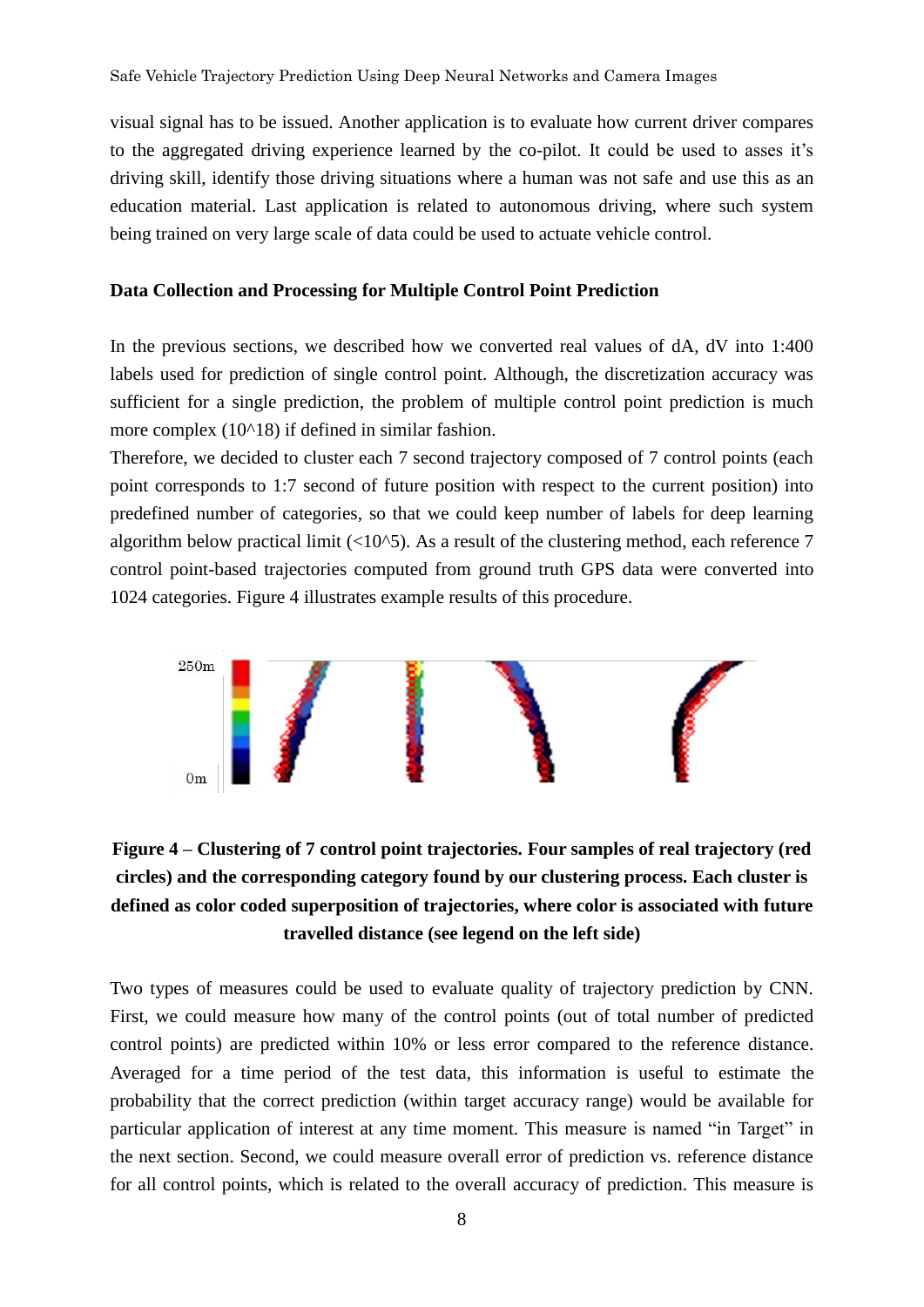visual signal has to be issued. Another application is to evaluate how current driver compares to the aggregated driving experience learned by the co-pilot. It could be used to asses it's driving skill, identify those driving situations where a human was not safe and use this as an education material. Last application is related to autonomous driving, where such system being trained on very large scale of data could be used to actuate vehicle control.

**Data Collection and Processing for Multiple Control Point Prediction**

In the previous sections, we described how we converted real values of dA, dV into 1:400 labels used for prediction of single control point. Although, the discretization accuracy was sufficient for a single prediction, the problem of multiple control point prediction is much more complex (10^18) if defined in similar fashion.

Therefore, we decided to cluster each 7 second trajectory composed of 7 control points (each point corresponds to 1:7 second of future position with respect to the current position) into predefined number of categories, so that we could keep number of labels for deep learning algorithm below practical limit (<10^5). As a result of the clustering method, each reference 7 control point-based trajectories computed from ground truth GPS data were converted into 1024 categories. Figure 4 illustrates example results of this procedure.

**Figure 4 – Clustering of 7 control point trajectories. Four samples of real trajectory (red circles) and the corresponding category found by our clustering process. Each cluster is defined as color coded superposition of trajectories, where color is associated with future travelled distance (see legend on the left side)**

Two types of measures could be used to evaluate quality of trajectory prediction by CNN. First, we could measure how many of the control points (out of total number of predicted control points) are predicted within 10% or less error compared to the reference distance. Averaged for a time period of the test data, this information is useful to estimate the probability that the correct prediction (within target accuracy range) would be available for particular application of interest at any time moment. This measure is named "in Target" in the next section. Second, we could measure overall error of prediction vs. reference distance for all control points, which is related to the overall accuracy of prediction. This measure is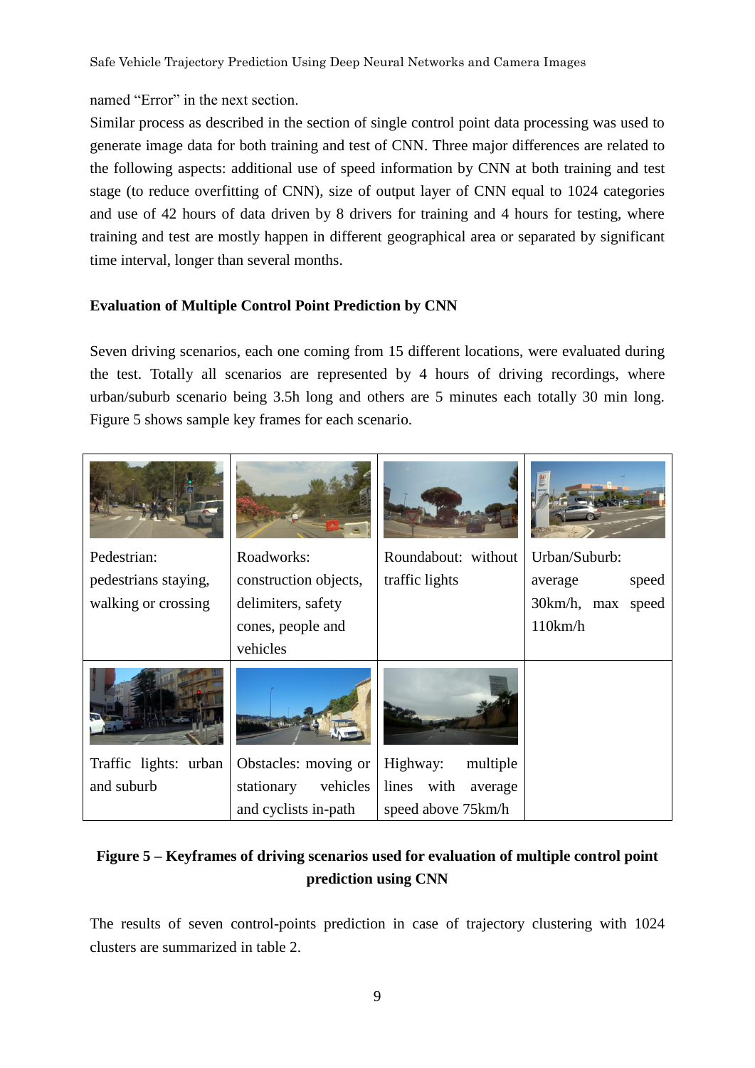named “Error” in the next section.

Similar process as described in the section of single control point data processing was used to generate image data for both training and test of CNN. Three major differences are related to the following aspects: additional use of speed information by CNN at both training and test stage (to reduce overfitting of CNN), size of output layer of CNN equal to 1024 categories and use of 42 hours of data driven by 8 drivers for training and 4 hours for testing, where training and test are mostly happen in different geographical area or separated by significant time interval, longer than several months.

### Evaluation of Multiple Control Point Prediction by CNN

Seven driving scenarios, each one coming from 15 different locations, were evaluated during the test. Totally all scenarios are represented by 4 hours of driving recordings, where urban/suburb scenario being 3.5h long and others are 5 minutes each totally 30 min long. Figure 5 shows sample key frames for each scenario.

| | | | |
|---|---|---|---|
| Pedestrian: pedestrians staying, walking or crossing | Roadworks: construction objects, delimiters, safety cones, people and vehicles | Roundabout: without traffic lights | Urban/Suburb: average speed 30km/h, max speed 110km/h |
| Traffic lights: urban and suburb | Obstacles: moving or stationary vehicles and cyclists in-path | Highway: multiple lines with average speed above 75km/h | |

**Figure 5 – Keyframes of driving scenarios used for evaluation of multiple control point prediction using CNN**

The results of seven control-points prediction in case of trajectory clustering with 1024 clusters are summarized in table 2.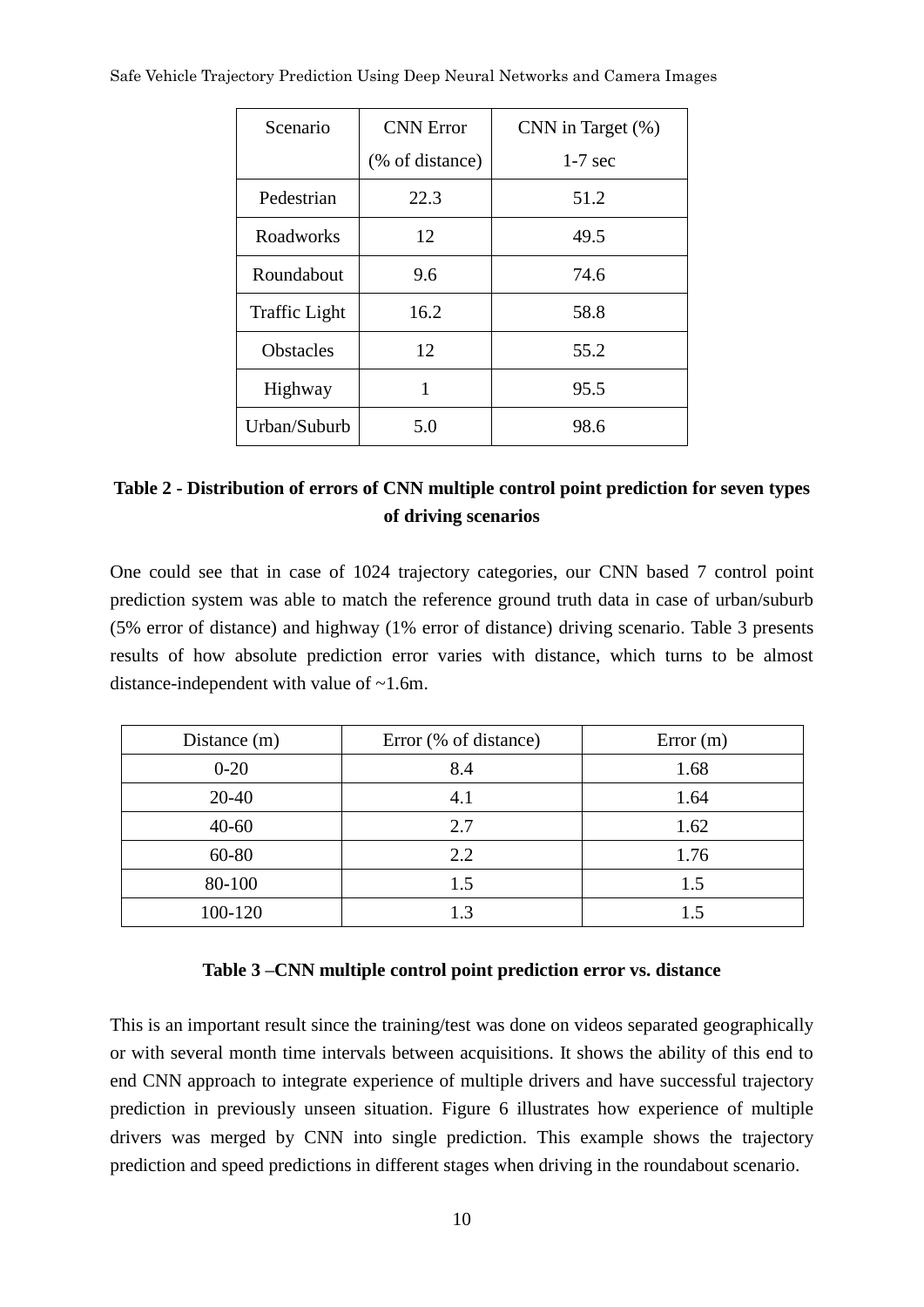| Scenario | CNN Error (% of distance) | CNN in Target (%) 1-7 sec |
| --- | --- | --- |
| Pedestrian | 22.3 | 51.2 |
| Roadworks | 12 | 49.5 |
| Roundabout | 9.6 | 74.6 |
| Traffic Light | 16.2 | 58.8 |
| Obstacles | 12 | 55.2 |
| Highway | 1 | 95.5 |
| Urban/Suburb | 5.0 | 98.6 |

**Table 2 - Distribution of errors of CNN multiple control point prediction for seven types of driving scenarios**

One could see that in case of 1024 trajectory categories, our CNN based 7 control point prediction system was able to match the reference ground truth data in case of urban/suburb (5% error of distance) and highway (1% error of distance) driving scenario. Table 3 presents results of how absolute prediction error varies with distance, which turns to be almost distance-independent with value of ~1.6m.

| Distance (m) | Error (% of distance) | Error (m) |
| --- | --- | --- |
| 0-20 | 8.4 | 1.68 |
| 20-40 | 4.1 | 1.64 |
| 40-60 | 2.7 | 1.62 |
| 60-80 | 2.2 | 1.76 |
| 80-100 | 1.5 | 1.5 |
| 100-120 | 1.3 | 1.5 |

**Table 3 –CNN multiple control point prediction error vs. distance**

This is an important result since the training/test was done on videos separated geographically or with several month time intervals between acquisitions. It shows the ability of this end to end CNN approach to integrate experience of multiple drivers and have successful trajectory prediction in previously unseen situation. Figure 6 illustrates how experience of multiple drivers was merged by CNN into single prediction. This example shows the trajectory prediction and speed predictions in different stages when driving in the roundabout scenario.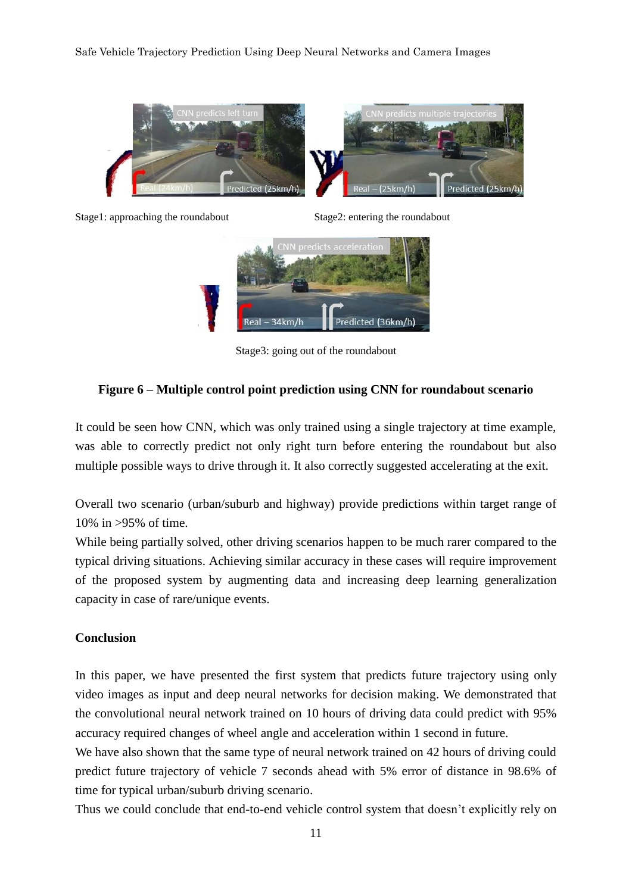Stage1: approaching the roundabout

Stage2: entering the roundabout

Stage3: going out of the roundabout

**Figure 6 – Multiple control point prediction using CNN for roundabout scenario**

It could be seen how CNN, which was only trained using a single trajectory at time example, was able to correctly predict not only right turn before entering the roundabout but also multiple possible ways to drive through it. It also correctly suggested accelerating at the exit.

Overall two scenario (urban/suburb and highway) provide predictions within target range of 10% in >95% of time.

While being partially solved, other driving scenarios happen to be much rarer compared to the typical driving situations. Achieving similar accuracy in these cases will require improvement of the proposed system by augmenting data and increasing deep learning generalization capacity in case of rare/unique events.

**Conclusion**

In this paper, we have presented the first system that predicts future trajectory using only video images as input and deep neural networks for decision making. We demonstrated that the convolutional neural network trained on 10 hours of driving data could predict with 95% accuracy required changes of wheel angle and acceleration within 1 second in future.

We have also shown that the same type of neural network trained on 42 hours of driving could predict future trajectory of vehicle 7 seconds ahead with 5% error of distance in 98.6% of time for typical urban/suburb driving scenario.

Thus we could conclude that end-to-end vehicle control system that doesn't explicitly rely on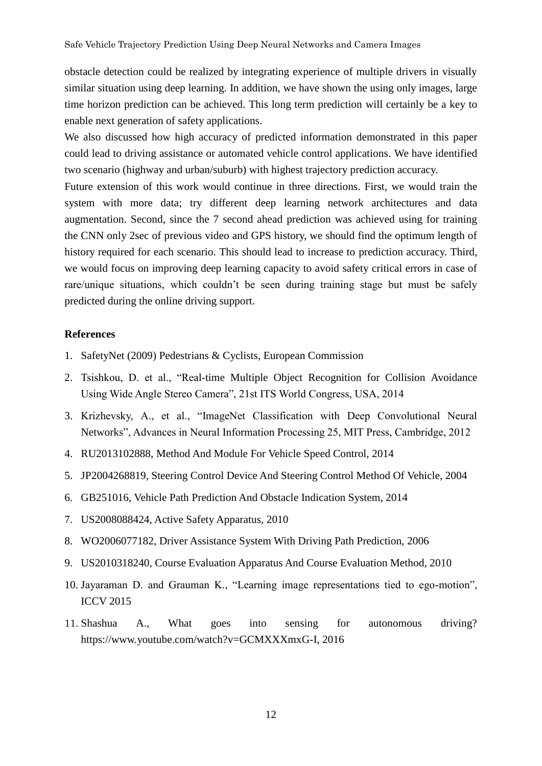obstacle detection could be realized by integrating experience of multiple drivers in visually similar situation using deep learning. In addition, we have shown the using only images, large time horizon prediction can be achieved. This long term prediction will certainly be a key to enable next generation of safety applications.

We also discussed how high accuracy of predicted information demonstrated in this paper could lead to driving assistance or automated vehicle control applications. We have identified two scenario (highway and urban/suburb) with highest trajectory prediction accuracy.

Future extension of this work would continue in three directions. First, we would train the system with more data; try different deep learning network architectures and data augmentation. Second, since the 7 second ahead prediction was achieved using for training the CNN only 2sec of previous video and GPS history, we should find the optimum length of history required for each scenario. This should lead to increase to prediction accuracy. Third, we would focus on improving deep learning capacity to avoid safety critical errors in case of rare/unique situations, which couldn't be seen during training stage but must be safely predicted during the online driving support.

**References**

1. SafetyNet (2009) Pedestrians & Cyclists, European Commission
2. Tsishkou, D. et al., "Real-time Multiple Object Recognition for Collision Avoidance Using Wide Angle Stereo Camera", 21st ITS World Congress, USA, 2014
3. Krizhevsky, A., et al., "ImageNet Classification with Deep Convolutional Neural Networks", Advances in Neural Information Processing 25, MIT Press, Cambridge, 2012
4. RU2013102888, Method And Module For Vehicle Speed Control, 2014
5. JP2004268819, Steering Control Device And Steering Control Method Of Vehicle, 2004
6. GB251016, Vehicle Path Prediction And Obstacle Indication System, 2014
7. US2008088424, Active Safety Apparatus, 2010
8. WO2006077182, Driver Assistance System With Driving Path Prediction, 2006
9. US2010318240, Course Evaluation Apparatus And Course Evaluation Method, 2010
10. Jayaraman D. and Grauman K., "Learning image representations tied to ego-motion", ICCV 2015
11. Shashua A., What goes into sensing for autonomous driving? https://www.youtube.com/watch?v=GCMXXXmxG-I, 2016